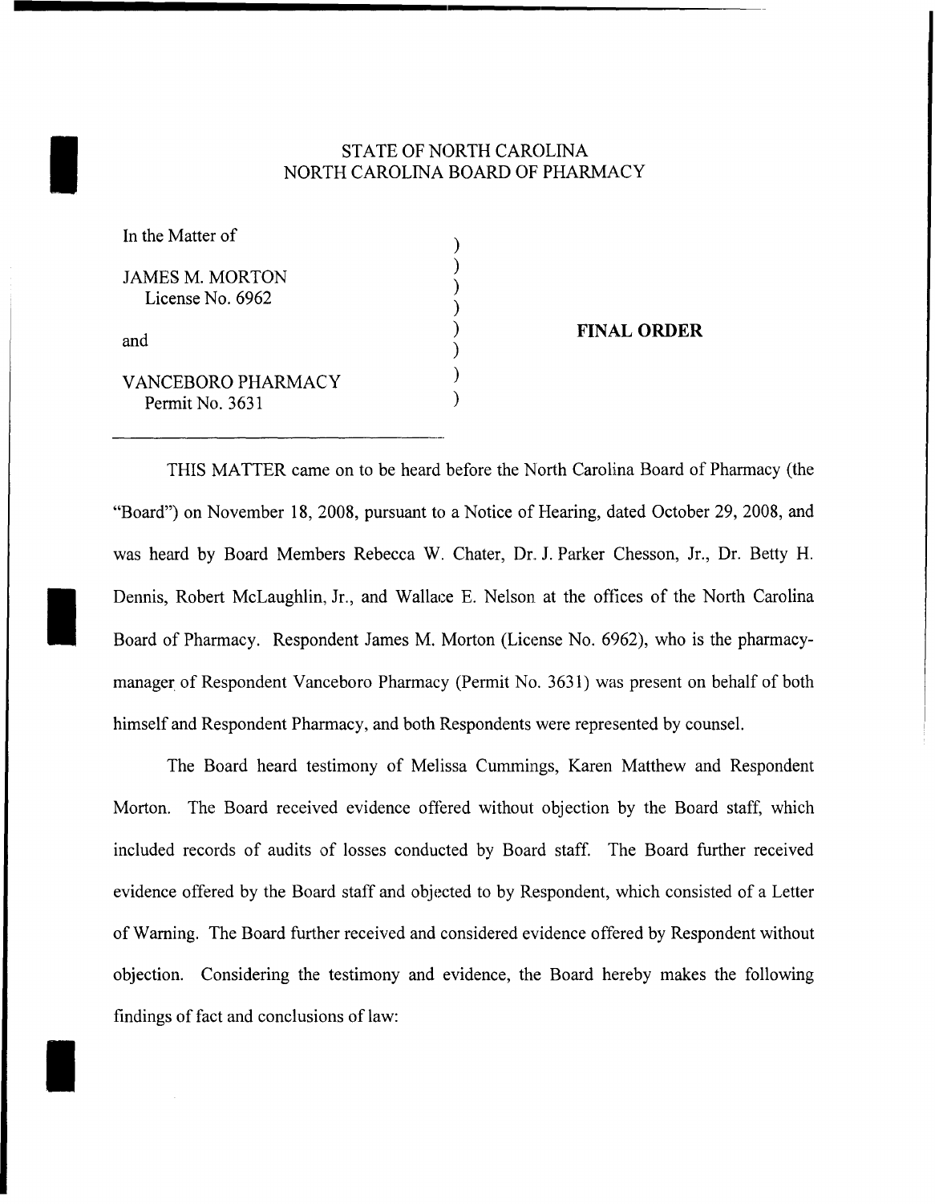STATE OF NORTH CAROLINA
NORTH CAROLINA BOARD OF PHARMACY

| | | |
|---|---|---|
| In the Matter of | ) | |
| | ) | |
| JAMES M. MORTON | ) | |
| License No. 6962 | ) | |
| | ) | **FINAL ORDER** |
| and | ) | |
| | ) | |
| VANCEBORO PHARMACY | ) | |
| Permit No. 3631 | ) | |

THIS MATTER came on to be heard before the North Carolina Board of Pharmacy (the "Board") on November 18, 2008, pursuant to a Notice of Hearing, dated October 29, 2008, and was heard by Board Members Rebecca W. Chater, Dr. J. Parker Chesson, Jr., Dr. Betty H. Dennis, Robert McLaughlin, Jr., and Wallace E. Nelson at the offices of the North Carolina Board of Pharmacy. Respondent James M. Morton (License No. 6962), who is the pharmacy-manager of Respondent Vanceboro Pharmacy (Permit No. 3631) was present on behalf of both himself and Respondent Pharmacy, and both Respondents were represented by counsel.

The Board heard testimony of Melissa Cummings, Karen Matthew and Respondent Morton. The Board received evidence offered without objection by the Board staff, which included records of audits of losses conducted by Board staff. The Board further received evidence offered by the Board staff and objected to by Respondent, which consisted of a Letter of Warning. The Board further received and considered evidence offered by Respondent without objection. Considering the testimony and evidence, the Board hereby makes the following findings of fact and conclusions of law: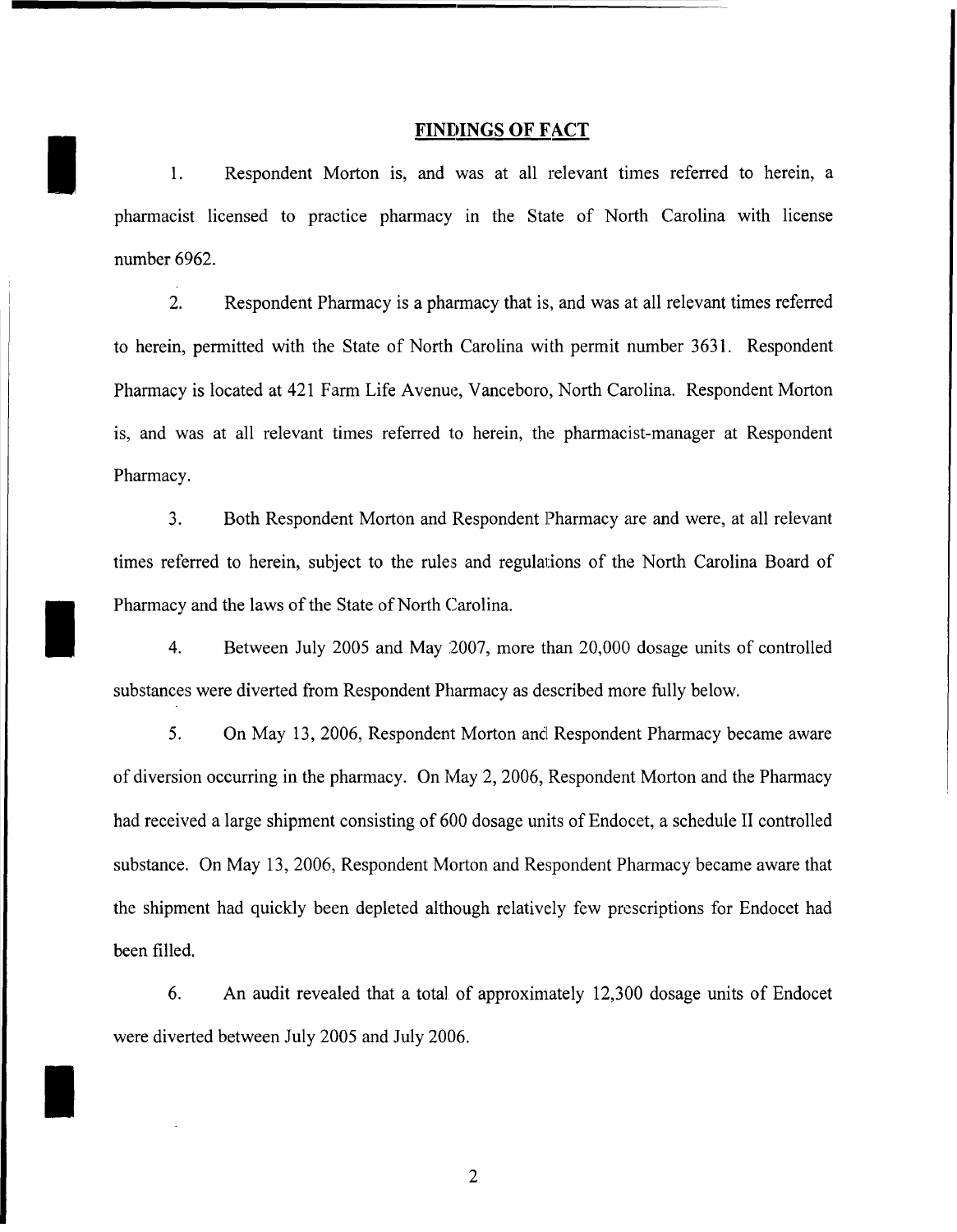## FINDINGS OF FACT

1. Respondent Morton is, and was at all relevant times referred to herein, a pharmacist licensed to practice pharmacy in the State of North Carolina with license number 6962.

2. Respondent Pharmacy is a pharmacy that is, and was at all relevant times referred to herein, permitted with the State of North Carolina with permit number 3631. Respondent Pharmacy is located at 421 Farm Life Avenue, Vanceboro, North Carolina. Respondent Morton is, and was at all relevant times referred to herein, the pharmacist-manager at Respondent Pharmacy.

3. Both Respondent Morton and Respondent Pharmacy are and were, at all relevant times referred to herein, subject to the rules and regulations of the North Carolina Board of Pharmacy and the laws of the State of North Carolina.

4. Between July 2005 and May 2007, more than 20,000 dosage units of controlled substances were diverted from Respondent Pharmacy as described more fully below.

5. On May 13, 2006, Respondent Morton and Respondent Pharmacy became aware of diversion occurring in the pharmacy. On May 2, 2006, Respondent Morton and the Pharmacy had received a large shipment consisting of 600 dosage units of Endocet, a schedule II controlled substance. On May 13, 2006, Respondent Morton and Respondent Pharmacy became aware that the shipment had quickly been depleted although relatively few prescriptions for Endocet had been filled.

6. An audit revealed that a total of approximately 12,300 dosage units of Endocet were diverted between July 2005 and July 2006.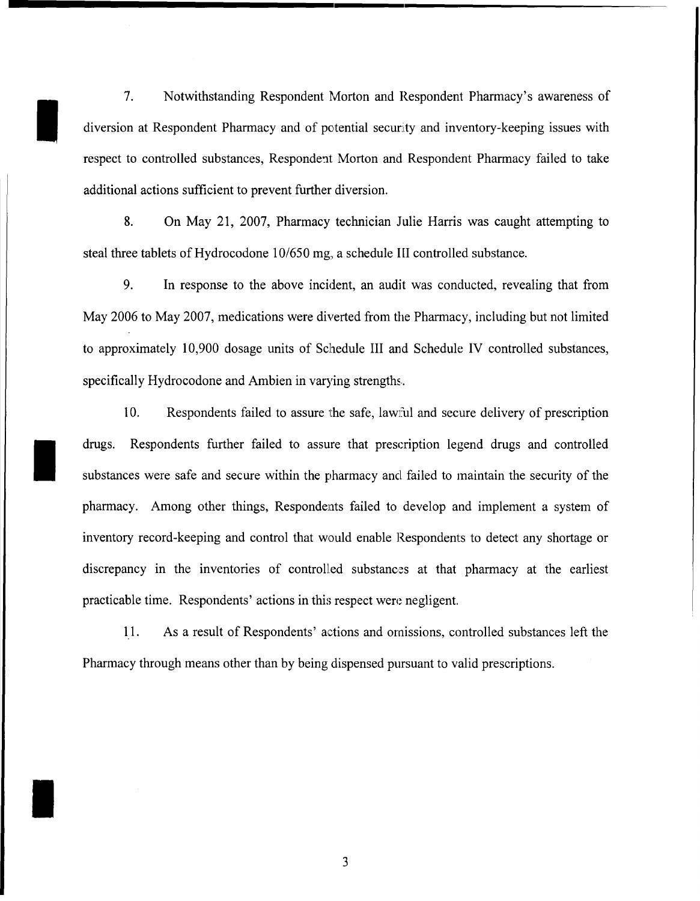7. Notwithstanding Respondent Morton and Respondent Pharmacy's awareness of diversion at Respondent Pharmacy and of potential security and inventory-keeping issues with respect to controlled substances, Respondent Morton and Respondent Pharmacy failed to take additional actions sufficient to prevent further diversion.

8. On May 21, 2007, Pharmacy technician Julie Harris was caught attempting to steal three tablets of Hydrocodone 10/650 mg, a schedule III controlled substance.

9. In response to the above incident, an audit was conducted, revealing that from May 2006 to May 2007, medications were diverted from the Pharmacy, including but not limited to approximately 10,900 dosage units of Schedule III and Schedule IV controlled substances, specifically Hydrocodone and Ambien in varying strengths.

10. Respondents failed to assure the safe, lawful and secure delivery of prescription drugs. Respondents further failed to assure that prescription legend drugs and controlled substances were safe and secure within the pharmacy and failed to maintain the security of the pharmacy. Among other things, Respondents failed to develop and implement a system of inventory record-keeping and control that would enable Respondents to detect any shortage or discrepancy in the inventories of controlled substances at that pharmacy at the earliest practicable time. Respondents' actions in this respect were negligent.

11. As a result of Respondents' actions and omissions, controlled substances left the Pharmacy through means other than by being dispensed pursuant to valid prescriptions.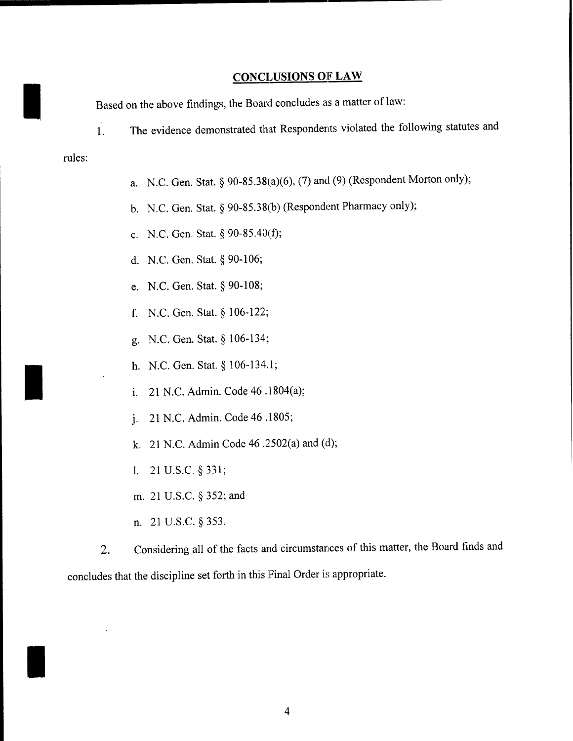## CONCLUSIONS OF LAW

Based on the above findings, the Board concludes as a matter of law:

1. The evidence demonstrated that Respondents violated the following statutes and rules:

   a. N.C. Gen. Stat. § 90-85.38(a)(6), (7) and (9) (Respondent Morton only);

   b. N.C. Gen. Stat. § 90-85.38(b) (Respondent Pharmacy only);

   c. N.C. Gen. Stat. § 90-85.40(f);

   d. N.C. Gen. Stat. § 90-106;

   e. N.C. Gen. Stat. § 90-108;

   f. N.C. Gen. Stat. § 106-122;

   g. N.C. Gen. Stat. § 106-134;

   h. N.C. Gen. Stat. § 106-134.1;

   i. 21 N.C. Admin. Code 46 .1804(a);

   j. 21 N.C. Admin. Code 46 .1805;

   k. 21 N.C. Admin Code 46 .2502(a) and (d);

   l. 21 U.S.C. § 331;

   m. 21 U.S.C. § 352; and

   n. 21 U.S.C. § 353.

2. Considering all of the facts and circumstances of this matter, the Board finds and concludes that the discipline set forth in this Final Order is appropriate.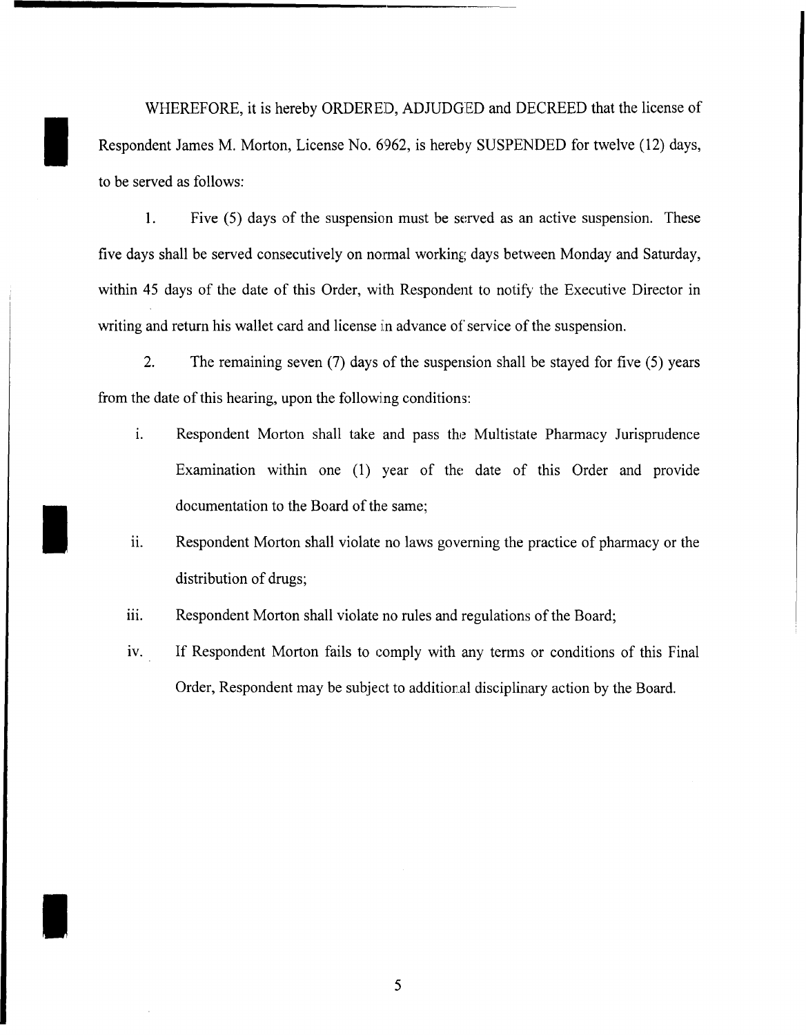WHEREFORE, it is hereby ORDERED, ADJUDGED and DECREED that the license of Respondent James M. Morton, License No. 6962, is hereby SUSPENDED for twelve (12) days, to be served as follows:

1. Five (5) days of the suspension must be served as an active suspension. These five days shall be served consecutively on normal working days between Monday and Saturday, within 45 days of the date of this Order, with Respondent to notify the Executive Director in writing and return his wallet card and license in advance of service of the suspension.

2. The remaining seven (7) days of the suspension shall be stayed for five (5) years from the date of this hearing, upon the following conditions:

   i. Respondent Morton shall take and pass the Multistate Pharmacy Jurisprudence Examination within one (1) year of the date of this Order and provide documentation to the Board of the same;

   ii. Respondent Morton shall violate no laws governing the practice of pharmacy or the distribution of drugs;

   iii. Respondent Morton shall violate no rules and regulations of the Board;

   iv. If Respondent Morton fails to comply with any terms or conditions of this Final Order, Respondent may be subject to additional disciplinary action by the Board.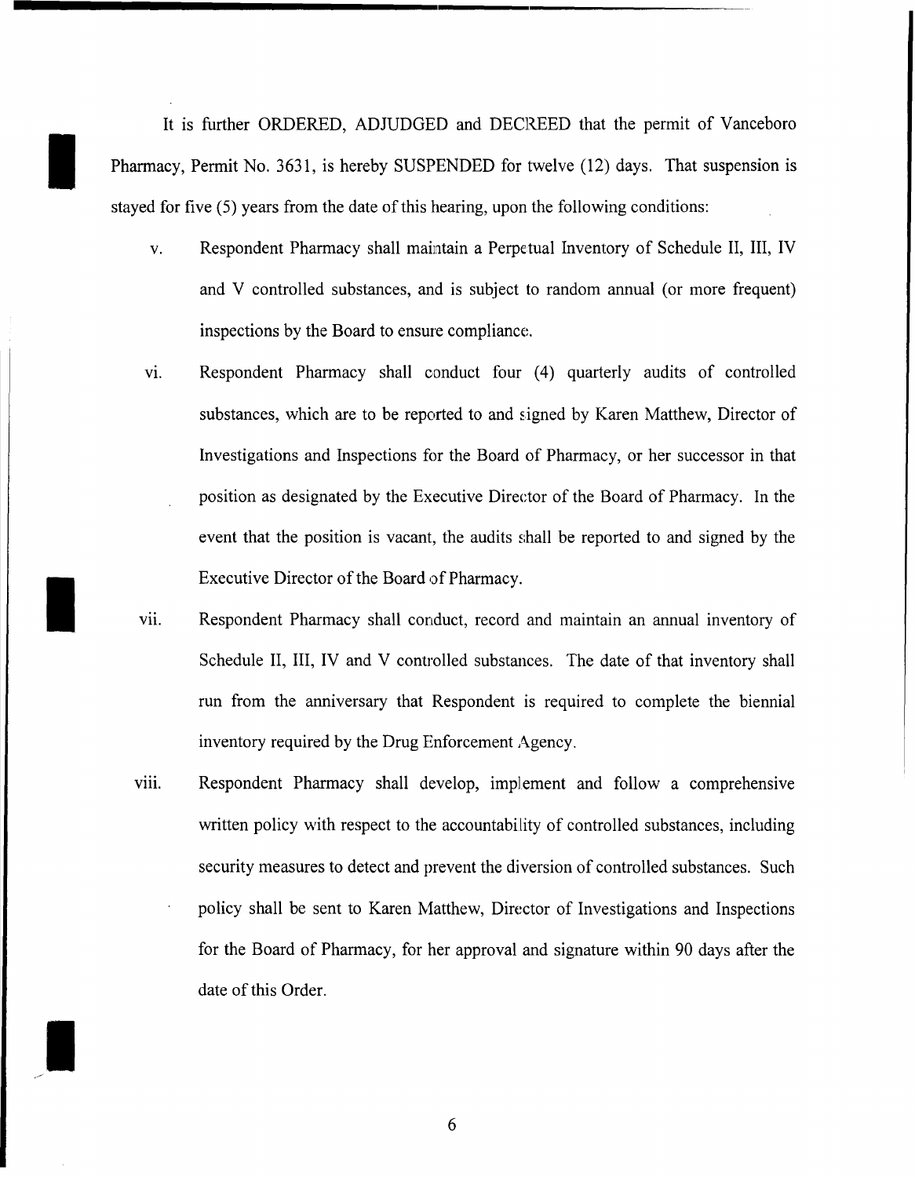It is further ORDERED, ADJUDGED and DECREED that the permit of Vanceboro Pharmacy, Permit No. 3631, is hereby SUSPENDED for twelve (12) days. That suspension is stayed for five (5) years from the date of this hearing, upon the following conditions:

v. Respondent Pharmacy shall maintain a Perpetual Inventory of Schedule II, III, IV and V controlled substances, and is subject to random annual (or more frequent) inspections by the Board to ensure compliance.

vi. Respondent Pharmacy shall conduct four (4) quarterly audits of controlled substances, which are to be reported to and signed by Karen Matthew, Director of Investigations and Inspections for the Board of Pharmacy, or her successor in that position as designated by the Executive Director of the Board of Pharmacy. In the event that the position is vacant, the audits shall be reported to and signed by the Executive Director of the Board of Pharmacy.

vii. Respondent Pharmacy shall conduct, record and maintain an annual inventory of Schedule II, III, IV and V controlled substances. The date of that inventory shall run from the anniversary that Respondent is required to complete the biennial inventory required by the Drug Enforcement Agency.

viii. Respondent Pharmacy shall develop, implement and follow a comprehensive written policy with respect to the accountability of controlled substances, including security measures to detect and prevent the diversion of controlled substances. Such policy shall be sent to Karen Matthew, Director of Investigations and Inspections for the Board of Pharmacy, for her approval and signature within 90 days after the date of this Order.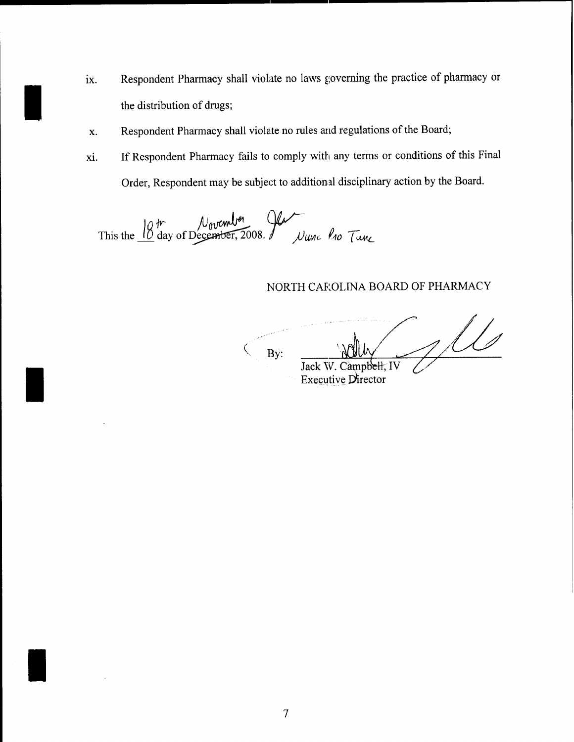ix. Respondent Pharmacy shall violate no laws governing the practice of pharmacy or the distribution of drugs;

x. Respondent Pharmacy shall violate no rules and regulations of the Board;

xi. If Respondent Pharmacy fails to comply with any terms or conditions of this Final Order, Respondent may be subject to additional disciplinary action by the Board.

This the 18th day of ~~December~~ November, 2008. Nunc Pro Tunc

NORTH CAROLINA BOARD OF PHARMACY

By: ______________________

Jack W. Campbell, IV
Executive Director